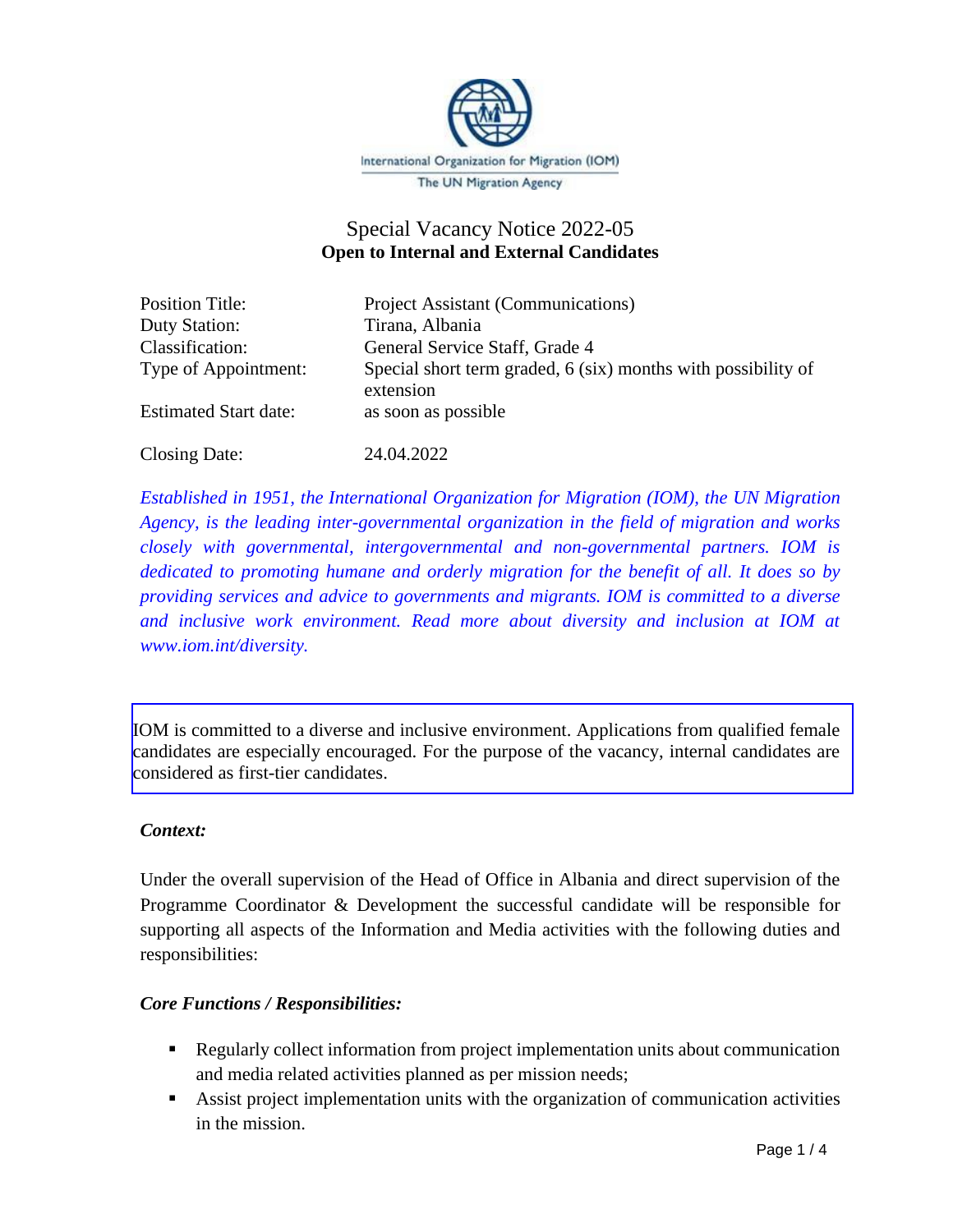International Organization for Migration (IOM)
The UN Migration Agency

# Special Vacancy Notice 2022-05
**Open to Internal and External Candidates**

| | |
|---|---|
| Position Title: | Project Assistant (Communications) |
| Duty Station: | Tirana, Albania |
| Classification: | General Service Staff, Grade 4 |
| Type of Appointment: | Special short term graded, 6 (six) months with possibility of extension |
| Estimated Start date: | as soon as possible |
| Closing Date: | 24.04.2022 |

*Established in 1951, the International Organization for Migration (IOM), the UN Migration Agency, is the leading inter-governmental organization in the field of migration and works closely with governmental, intergovernmental and non-governmental partners. IOM is dedicated to promoting humane and orderly migration for the benefit of all. It does so by providing services and advice to governments and migrants. IOM is committed to a diverse and inclusive work environment. Read more about diversity and inclusion at IOM at www.iom.int/diversity.*

IOM is committed to a diverse and inclusive environment. Applications from qualified female candidates are especially encouraged. For the purpose of the vacancy, internal candidates are considered as first-tier candidates.

***Context:***

Under the overall supervision of the Head of Office in Albania and direct supervision of the Programme Coordinator & Development the successful candidate will be responsible for supporting all aspects of the Information and Media activities with the following duties and responsibilities:

***Core Functions / Responsibilities:***

- Regularly collect information from project implementation units about communication and media related activities planned as per mission needs;
- Assist project implementation units with the organization of communication activities in the mission.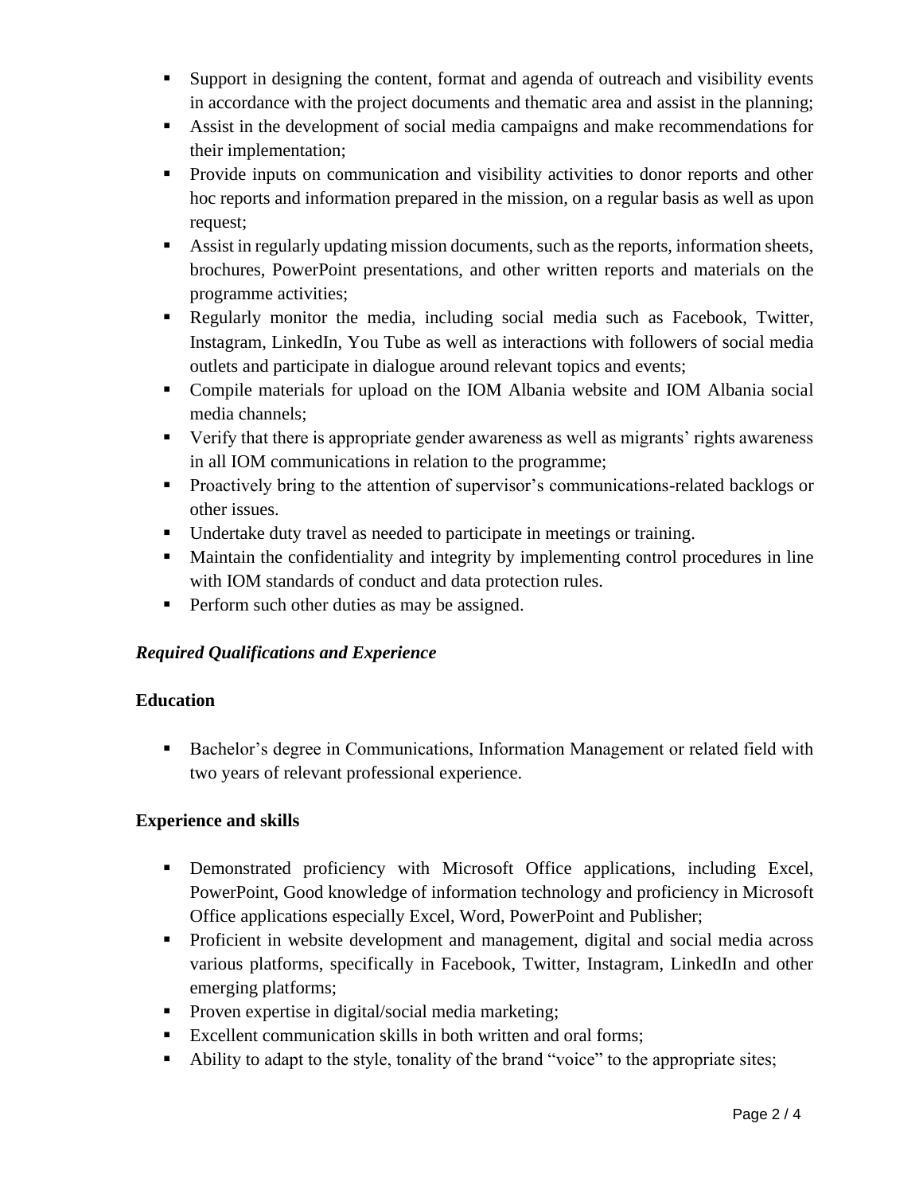- Support in designing the content, format and agenda of outreach and visibility events in accordance with the project documents and thematic area and assist in the planning;
- Assist in the development of social media campaigns and make recommendations for their implementation;
- Provide inputs on communication and visibility activities to donor reports and other hoc reports and information prepared in the mission, on a regular basis as well as upon request;
- Assist in regularly updating mission documents, such as the reports, information sheets, brochures, PowerPoint presentations, and other written reports and materials on the programme activities;
- Regularly monitor the media, including social media such as Facebook, Twitter, Instagram, LinkedIn, You Tube as well as interactions with followers of social media outlets and participate in dialogue around relevant topics and events;
- Compile materials for upload on the IOM Albania website and IOM Albania social media channels;
- Verify that there is appropriate gender awareness as well as migrants' rights awareness in all IOM communications in relation to the programme;
- Proactively bring to the attention of supervisor's communications-related backlogs or other issues.
- Undertake duty travel as needed to participate in meetings or training.
- Maintain the confidentiality and integrity by implementing control procedures in line with IOM standards of conduct and data protection rules.
- Perform such other duties as may be assigned.

***Required Qualifications and Experience***

**Education**

- Bachelor's degree in Communications, Information Management or related field with two years of relevant professional experience.

**Experience and skills**

- Demonstrated proficiency with Microsoft Office applications, including Excel, PowerPoint, Good knowledge of information technology and proficiency in Microsoft Office applications especially Excel, Word, PowerPoint and Publisher;
- Proficient in website development and management, digital and social media across various platforms, specifically in Facebook, Twitter, Instagram, LinkedIn and other emerging platforms;
- Proven expertise in digital/social media marketing;
- Excellent communication skills in both written and oral forms;
- Ability to adapt to the style, tonality of the brand "voice" to the appropriate sites;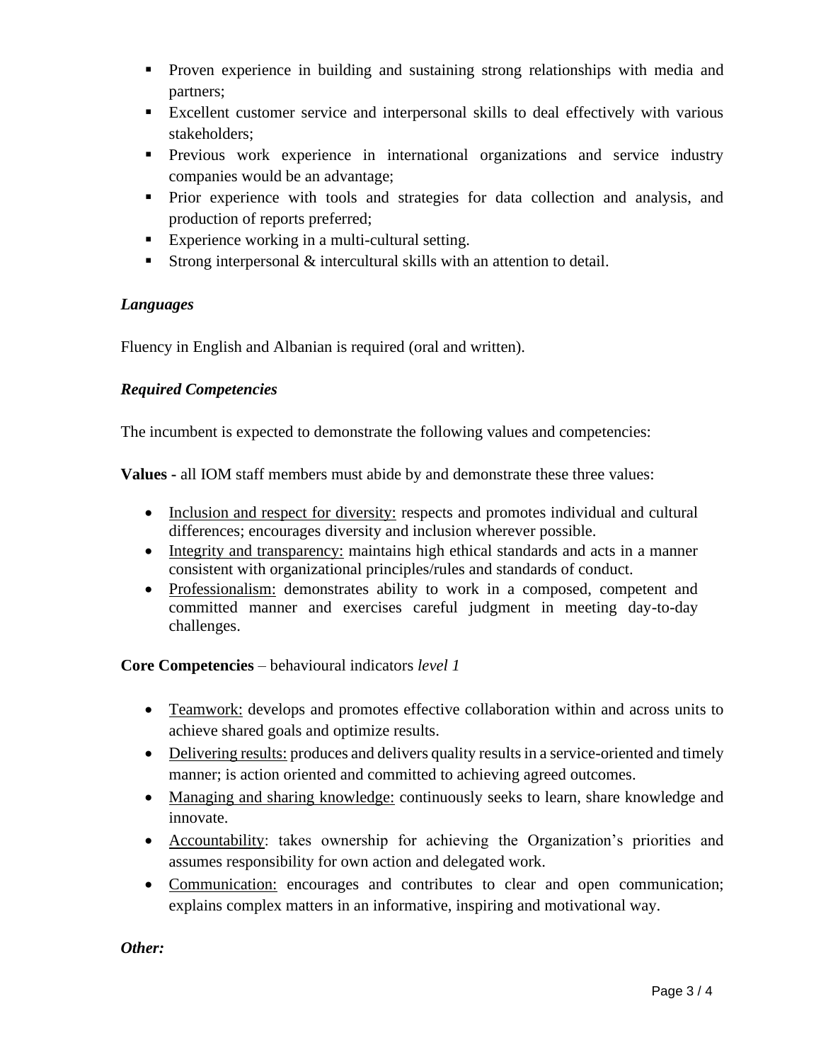- Proven experience in building and sustaining strong relationships with media and partners;
- Excellent customer service and interpersonal skills to deal effectively with various stakeholders;
- Previous work experience in international organizations and service industry companies would be an advantage;
- Prior experience with tools and strategies for data collection and analysis, and production of reports preferred;
- Experience working in a multi-cultural setting.
- Strong interpersonal & intercultural skills with an attention to detail.

***Languages***

Fluency in English and Albanian is required (oral and written).

***Required Competencies***

The incumbent is expected to demonstrate the following values and competencies:

**Values -** all IOM staff members must abide by and demonstrate these three values:

- <u>Inclusion and respect for diversity:</u> respects and promotes individual and cultural differences; encourages diversity and inclusion wherever possible.
- <u>Integrity and transparency:</u> maintains high ethical standards and acts in a manner consistent with organizational principles/rules and standards of conduct.
- <u>Professionalism:</u> demonstrates ability to work in a composed, competent and committed manner and exercises careful judgment in meeting day-to-day challenges.

**Core Competencies** – behavioural indicators *level 1*

- <u>Teamwork:</u> develops and promotes effective collaboration within and across units to achieve shared goals and optimize results.
- <u>Delivering results:</u> produces and delivers quality results in a service-oriented and timely manner; is action oriented and committed to achieving agreed outcomes.
- <u>Managing and sharing knowledge:</u> continuously seeks to learn, share knowledge and innovate.
- <u>Accountability</u>: takes ownership for achieving the Organization's priorities and assumes responsibility for own action and delegated work.
- <u>Communication:</u> encourages and contributes to clear and open communication; explains complex matters in an informative, inspiring and motivational way.

***Other:***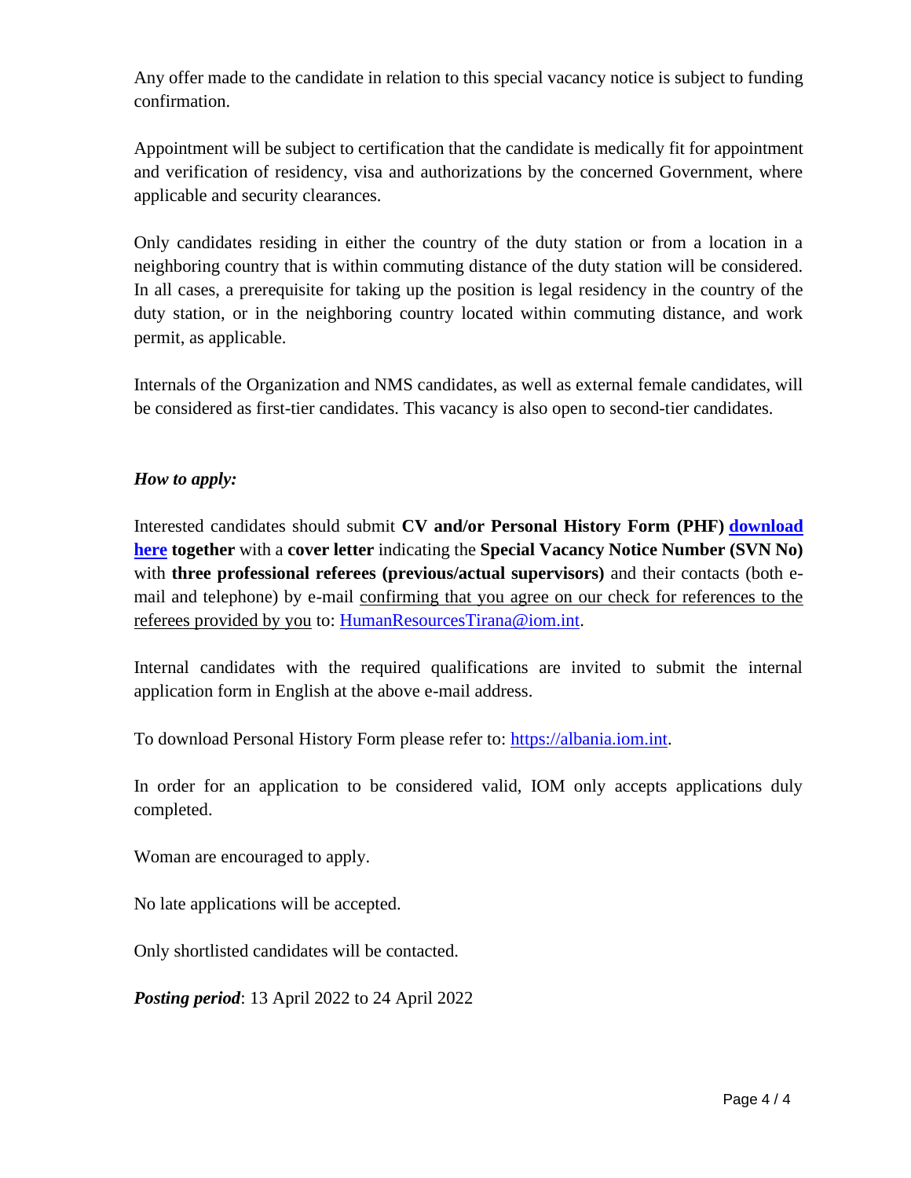Any offer made to the candidate in relation to this special vacancy notice is subject to funding confirmation.

Appointment will be subject to certification that the candidate is medically fit for appointment and verification of residency, visa and authorizations by the concerned Government, where applicable and security clearances.

Only candidates residing in either the country of the duty station or from a location in a neighboring country that is within commuting distance of the duty station will be considered. In all cases, a prerequisite for taking up the position is legal residency in the country of the duty station, or in the neighboring country located within commuting distance, and work permit, as applicable.

Internals of the Organization and NMS candidates, as well as external female candidates, will be considered as first-tier candidates. This vacancy is also open to second-tier candidates.

***How to apply:***

Interested candidates should submit **CV and/or Personal History Form (PHF)** **download here** **together** with a **cover letter** indicating the **Special Vacancy Notice Number (SVN No)** with **three professional referees (previous/actual supervisors)** and their contacts (both e-mail and telephone) by e-mail confirming that you agree on our check for references to the referees provided by you to: HumanResourcesTirana@iom.int.

Internal candidates with the required qualifications are invited to submit the internal application form in English at the above e-mail address.

To download Personal History Form please refer to: https://albania.iom.int.

In order for an application to be considered valid, IOM only accepts applications duly completed.

Woman are encouraged to apply.

No late applications will be accepted.

Only shortlisted candidates will be contacted.

***Posting period***: 13 April 2022 to 24 April 2022